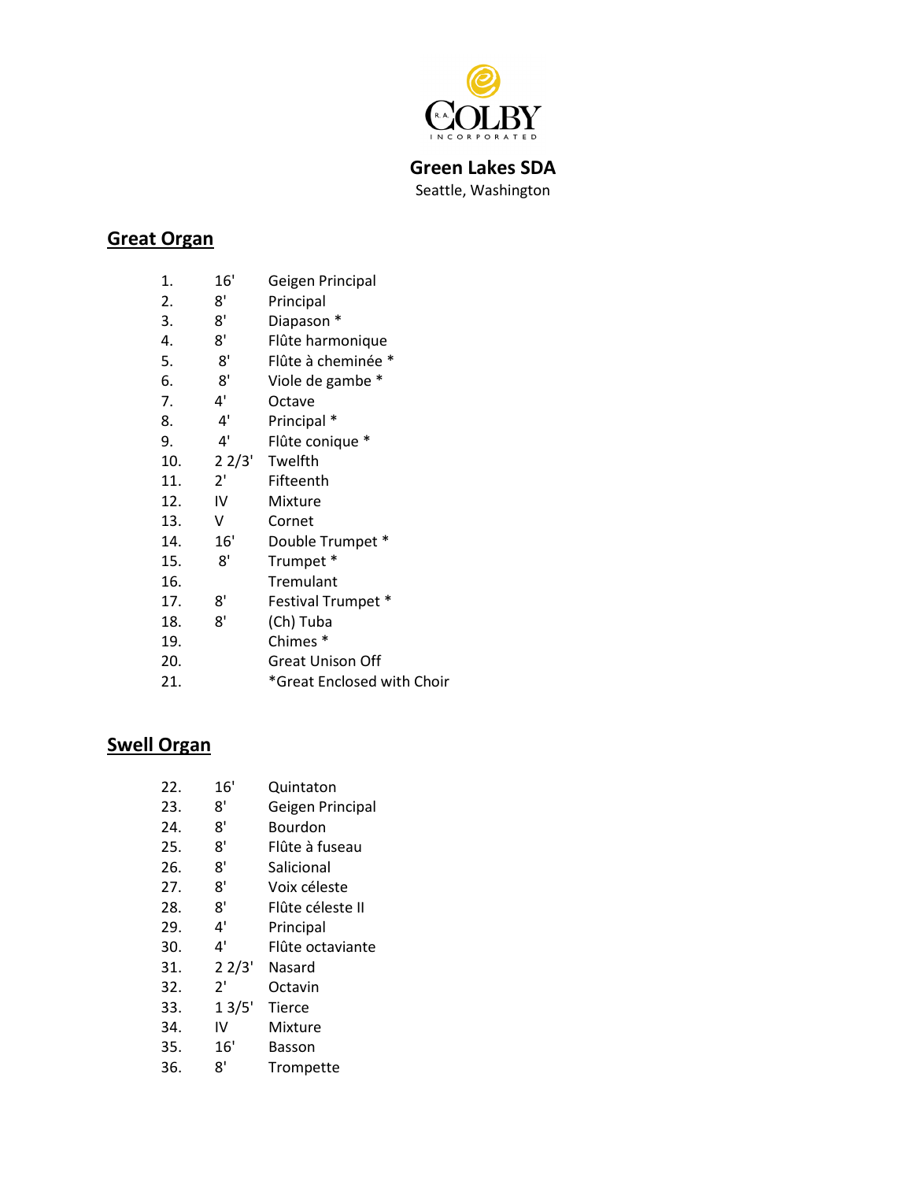R.A. COLBY INCORPORATED

**Green Lakes SDA**
Seattle, Washington

## Great Organ

| | | |
|---|---|---|
| 1. | 16' | Geigen Principal |
| 2. | 8' | Principal |
| 3. | 8' | Diapason * |
| 4. | 8' | Flûte harmonique |
| 5. | 8' | Flûte à cheminée * |
| 6. | 8' | Viole de gambe * |
| 7. | 4' | Octave |
| 8. | 4' | Principal * |
| 9. | 4' | Flûte conique * |
| 10. | 2 2/3' | Twelfth |
| 11. | 2' | Fifteenth |
| 12. | IV | Mixture |
| 13. | V | Cornet |
| 14. | 16' | Double Trumpet * |
| 15. | 8' | Trumpet * |
| 16. | | Tremulant |
| 17. | 8' | Festival Trumpet * |
| 18. | 8' | (Ch) Tuba |
| 19. | | Chimes * |
| 20. | | Great Unison Off |
| 21. | | *Great Enclosed with Choir |

## Swell Organ

| | | |
|---|---|---|
| 22. | 16' | Quintaton |
| 23. | 8' | Geigen Principal |
| 24. | 8' | Bourdon |
| 25. | 8' | Flûte à fuseau |
| 26. | 8' | Salicional |
| 27. | 8' | Voix céleste |
| 28. | 8' | Flûte céleste II |
| 29. | 4' | Principal |
| 30. | 4' | Flûte octaviante |
| 31. | 2 2/3' | Nasard |
| 32. | 2' | Octavin |
| 33. | 1 3/5' | Tierce |
| 34. | IV | Mixture |
| 35. | 16' | Basson |
| 36. | 8' | Trompette |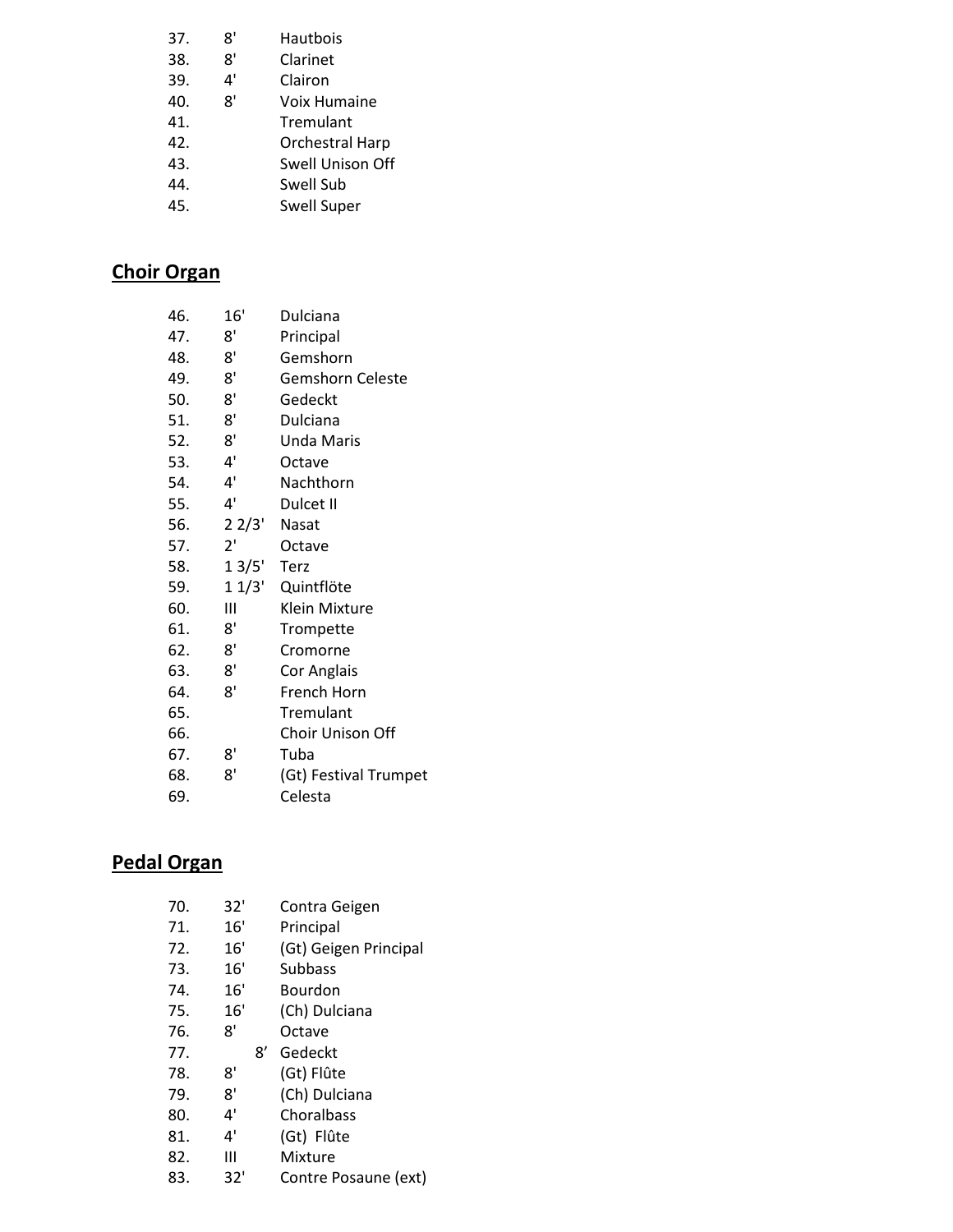| | | |
|---|---|---|
| 37. | 8' | Hautbois |
| 38. | 8' | Clarinet |
| 39. | 4' | Clairon |
| 40. | 8' | Voix Humaine |
| 41. | | Tremulant |
| 42. | | Orchestral Harp |
| 43. | | Swell Unison Off |
| 44. | | Swell Sub |
| 45. | | Swell Super |

## Choir Organ

| | | |
|---|---|---|
| 46. | 16' | Dulciana |
| 47. | 8' | Principal |
| 48. | 8' | Gemshorn |
| 49. | 8' | Gemshorn Celeste |
| 50. | 8' | Gedeckt |
| 51. | 8' | Dulciana |
| 52. | 8' | Unda Maris |
| 53. | 4' | Octave |
| 54. | 4' | Nachthorn |
| 55. | 4' | Dulcet II |
| 56. | 2 2/3' | Nasat |
| 57. | 2' | Octave |
| 58. | 1 3/5' | Terz |
| 59. | 1 1/3' | Quintflöte |
| 60. | III | Klein Mixture |
| 61. | 8' | Trompette |
| 62. | 8' | Cromorne |
| 63. | 8' | Cor Anglais |
| 64. | 8' | French Horn |
| 65. | | Tremulant |
| 66. | | Choir Unison Off |
| 67. | 8' | Tuba |
| 68. | 8' | (Gt) Festival Trumpet |
| 69. | | Celesta |

## Pedal Organ

| | | |
|---|---|---|
| 70. | 32' | Contra Geigen |
| 71. | 16' | Principal |
| 72. | 16' | (Gt) Geigen Principal |
| 73. | 16' | Subbass |
| 74. | 16' | Bourdon |
| 75. | 16' | (Ch) Dulciana |
| 76. | 8' | Octave |
| 77. | 8’ | Gedeckt |
| 78. | 8' | (Gt) Flûte |
| 79. | 8' | (Ch) Dulciana |
| 80. | 4' | Choralbass |
| 81. | 4' | (Gt) Flûte |
| 82. | III | Mixture |
| 83. | 32' | Contre Posaune (ext) |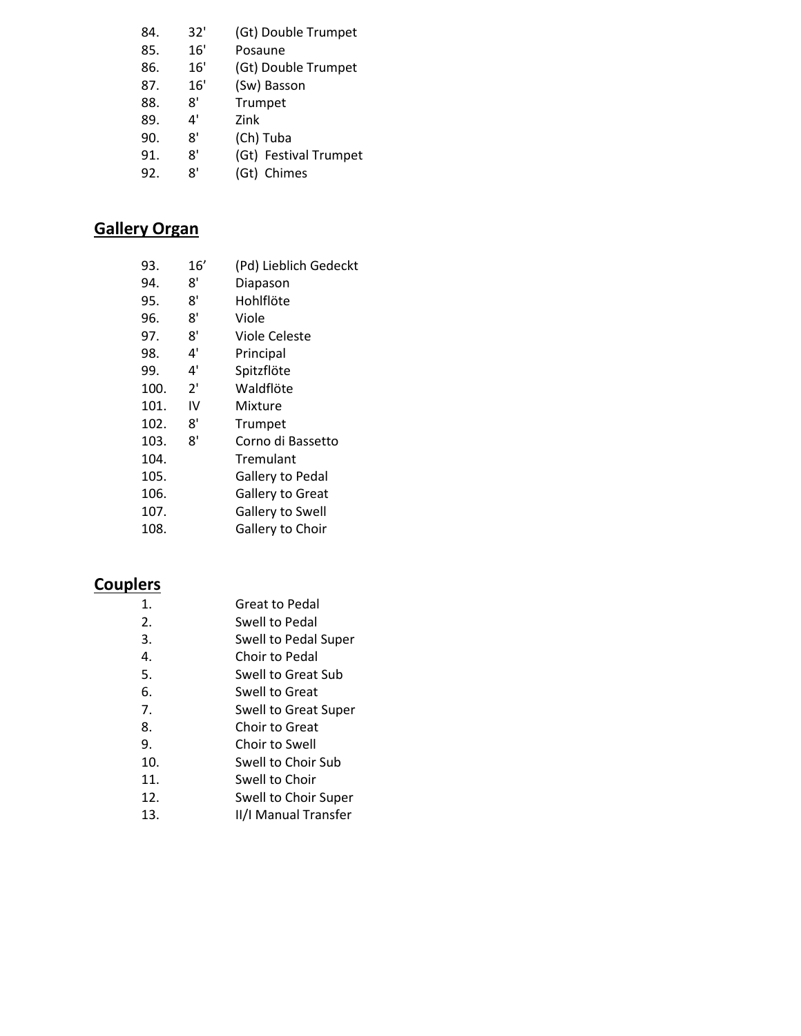| | | |
|---|---|---|
| 84. | 32' | (Gt) Double Trumpet |
| 85. | 16' | Posaune |
| 86. | 16' | (Gt) Double Trumpet |
| 87. | 16' | (Sw) Basson |
| 88. | 8' | Trumpet |
| 89. | 4' | Zink |
| 90. | 8' | (Ch) Tuba |
| 91. | 8' | (Gt) Festival Trumpet |
| 92. | 8' | (Gt) Chimes |

## Gallery Organ

| | | |
|---|---|---|
| 93. | 16' | (Pd) Lieblich Gedeckt |
| 94. | 8' | Diapason |
| 95. | 8' | Hohlflöte |
| 96. | 8' | Viole |
| 97. | 8' | Viole Celeste |
| 98. | 4' | Principal |
| 99. | 4' | Spitzflöte |
| 100. | 2' | Waldflöte |
| 101. | IV | Mixture |
| 102. | 8' | Trumpet |
| 103. | 8' | Corno di Bassetto |
| 104. | | Tremulant |
| 105. | | Gallery to Pedal |
| 106. | | Gallery to Great |
| 107. | | Gallery to Swell |
| 108. | | Gallery to Choir |

## Couplers

| | |
|---|---|
| 1. | Great to Pedal |
| 2. | Swell to Pedal |
| 3. | Swell to Pedal Super |
| 4. | Choir to Pedal |
| 5. | Swell to Great Sub |
| 6. | Swell to Great |
| 7. | Swell to Great Super |
| 8. | Choir to Great |
| 9. | Choir to Swell |
| 10. | Swell to Choir Sub |
| 11. | Swell to Choir |
| 12. | Swell to Choir Super |
| 13. | II/I Manual Transfer |